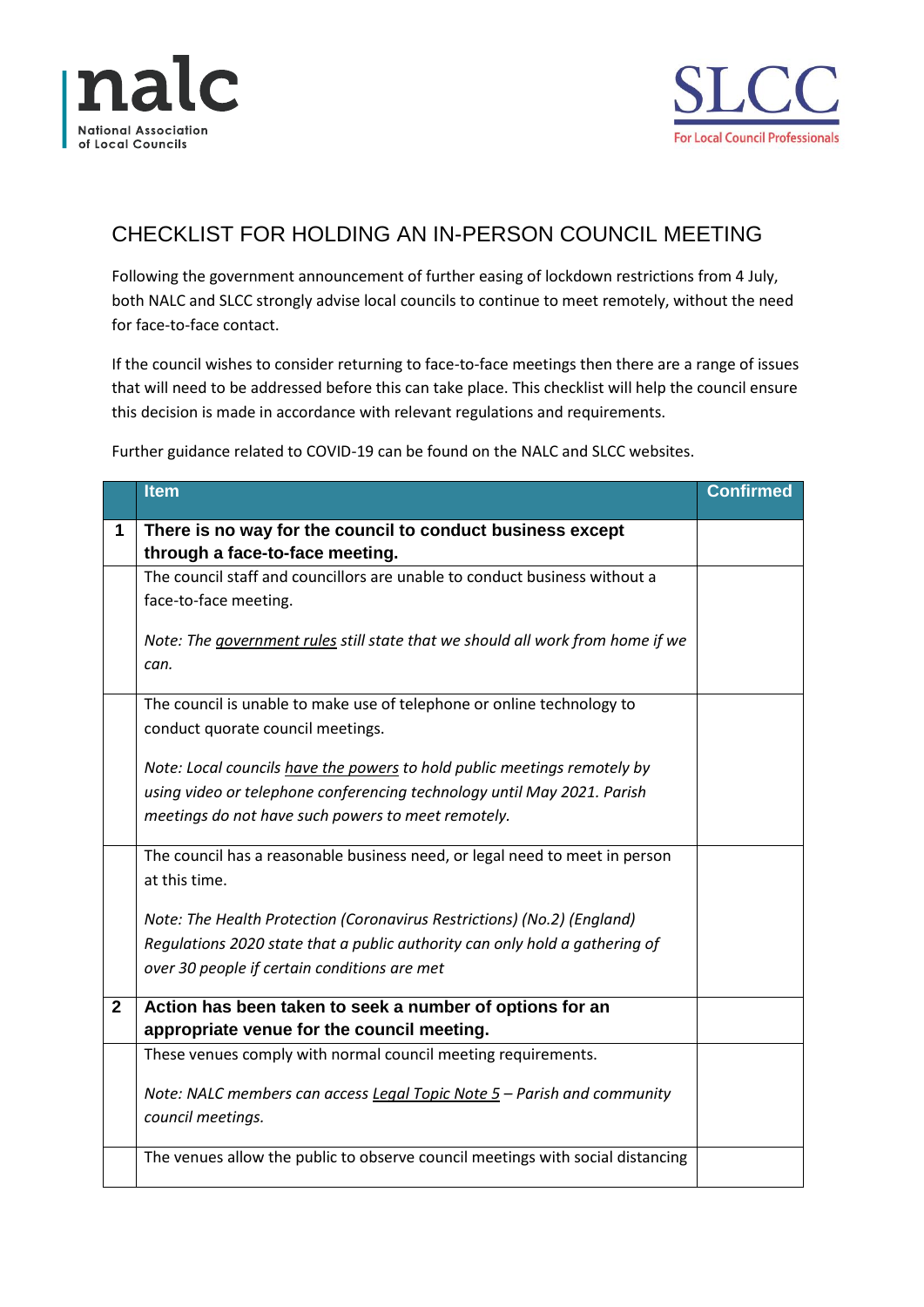# CHECKLIST FOR HOLDING AN IN-PERSON COUNCIL MEETING

Following the government announcement of further easing of lockdown restrictions from 4 July, both NALC and SLCC strongly advise local councils to continue to meet remotely, without the need for face-to-face contact.

If the council wishes to consider returning to face-to-face meetings then there are a range of issues that will need to be addressed before this can take place. This checklist will help the council ensure this decision is made in accordance with relevant regulations and requirements.

Further guidance related to COVID-19 can be found on the NALC and SLCC websites.

| | Item | Confirmed |
|---|---|---|
| **1** | **There is no way for the council to conduct business except through a face-to-face meeting.** | |
| | The council staff and councillors are unable to conduct business without a face-to-face meeting.<br><br>*Note: The government rules still state that we should all work from home if we can.* | |
| | The council is unable to make use of telephone or online technology to conduct quorate council meetings.<br><br>*Note: Local councils have the powers to hold public meetings remotely by using video or telephone conferencing technology until May 2021. Parish meetings do not have such powers to meet remotely.* | |
| | The council has a reasonable business need, or legal need to meet in person at this time.<br><br>*Note: The Health Protection (Coronavirus Restrictions) (No.2) (England) Regulations 2020 state that a public authority can only hold a gathering of over 30 people if certain conditions are met* | |
| **2** | **Action has been taken to seek a number of options for an appropriate venue for the council meeting.** | |
| | These venues comply with normal council meeting requirements.<br><br>*Note: NALC members can access Legal Topic Note 5 – Parish and community council meetings.* | |
| | The venues allow the public to observe council meetings with social distancing | |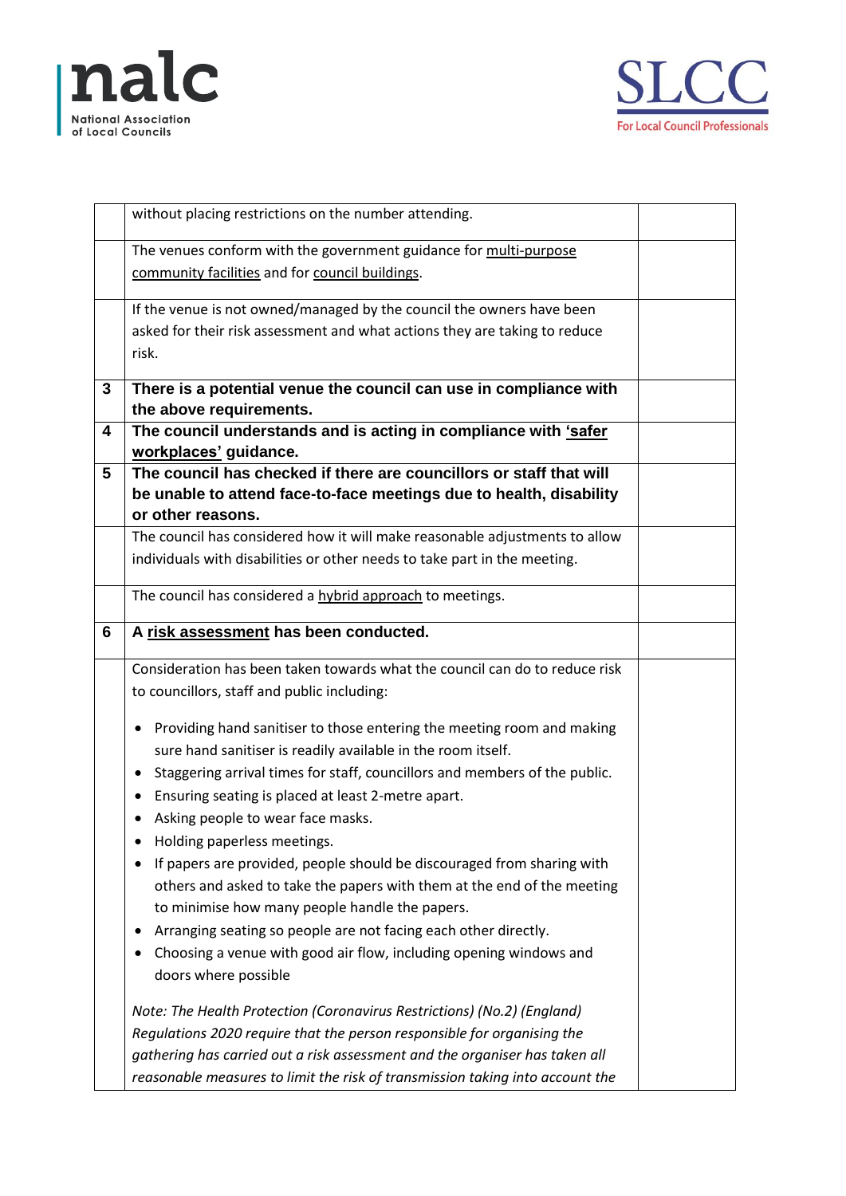| | | |
|---|---|---|
| | without placing restrictions on the number attending. | |
| | The venues conform with the government guidance for multi-purpose community facilities and for council buildings. | |
| | If the venue is not owned/managed by the council the owners have been asked for their risk assessment and what actions they are taking to reduce risk. | |
| **3** | **There is a potential venue the council can use in compliance with the above requirements.** | |
| **4** | **The council understands and is acting in compliance with 'safer workplaces' guidance.** | |
| **5** | **The council has checked if there are councillors or staff that will be unable to attend face-to-face meetings due to health, disability or other reasons.** | |
| | The council has considered how it will make reasonable adjustments to allow individuals with disabilities or other needs to take part in the meeting. | |
| | The council has considered a hybrid approach to meetings. | |
| **6** | **A risk assessment has been conducted.** | |
| | Consideration has been taken towards what the council can do to reduce risk to councillors, staff and public including:<br><br>• Providing hand sanitiser to those entering the meeting room and making sure hand sanitiser is readily available in the room itself.<br>• Staggering arrival times for staff, councillors and members of the public.<br>• Ensuring seating is placed at least 2-metre apart.<br>• Asking people to wear face masks.<br>• Holding paperless meetings.<br>• If papers are provided, people should be discouraged from sharing with others and asked to take the papers with them at the end of the meeting to minimise how many people handle the papers.<br>• Arranging seating so people are not facing each other directly.<br>• Choosing a venue with good air flow, including opening windows and doors where possible<br><br>*Note: The Health Protection (Coronavirus Restrictions) (No.2) (England) Regulations 2020 require that the person responsible for organising the gathering has carried out a risk assessment and the organiser has taken all reasonable measures to limit the risk of transmission taking into account the* | |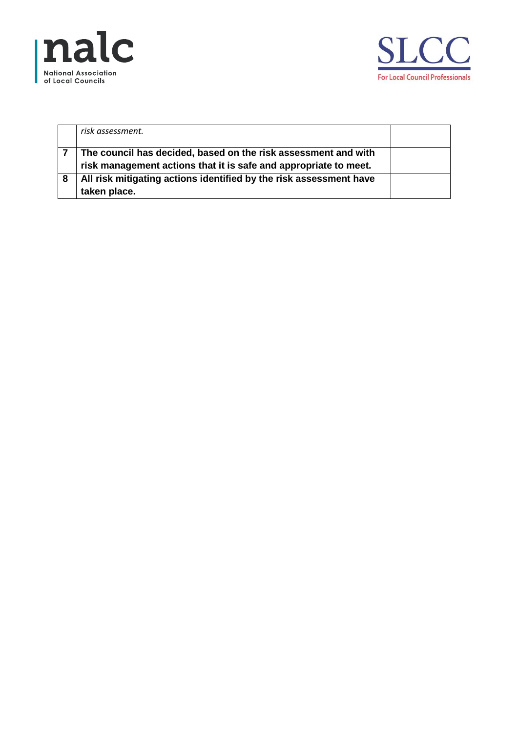| | | |
|---|---|---|
| | *risk assessment.* | |
| **7** | **The council has decided, based on the risk assessment and with risk management actions that it is safe and appropriate to meet.** | |
| **8** | **All risk mitigating actions identified by the risk assessment have taken place.** | |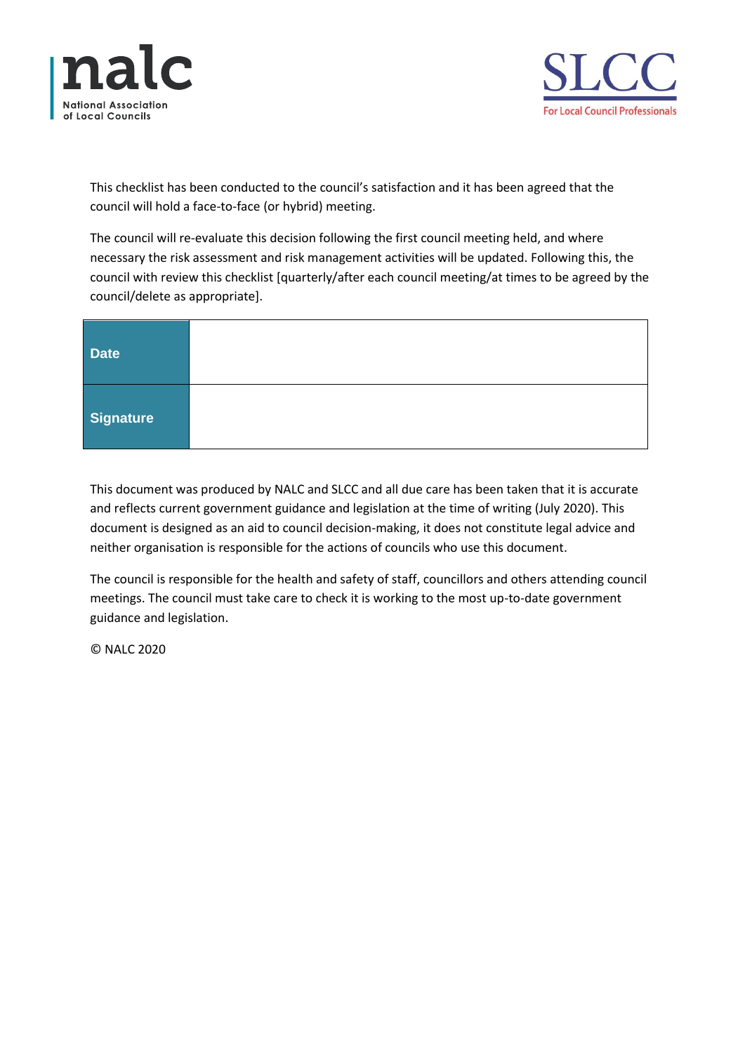This checklist has been conducted to the council's satisfaction and it has been agreed that the council will hold a face-to-face (or hybrid) meeting.

The council will re-evaluate this decision following the first council meeting held, and where necessary the risk assessment and risk management activities will be updated. Following this, the council with review this checklist [quarterly/after each council meeting/at times to be agreed by the council/delete as appropriate].

| | |
|---|---|
| **Date** | |
| **Signature** | |

This document was produced by NALC and SLCC and all due care has been taken that it is accurate and reflects current government guidance and legislation at the time of writing (July 2020). This document is designed as an aid to council decision-making, it does not constitute legal advice and neither organisation is responsible for the actions of councils who use this document.

The council is responsible for the health and safety of staff, councillors and others attending council meetings. The council must take care to check it is working to the most up-to-date government guidance and legislation.

© NALC 2020